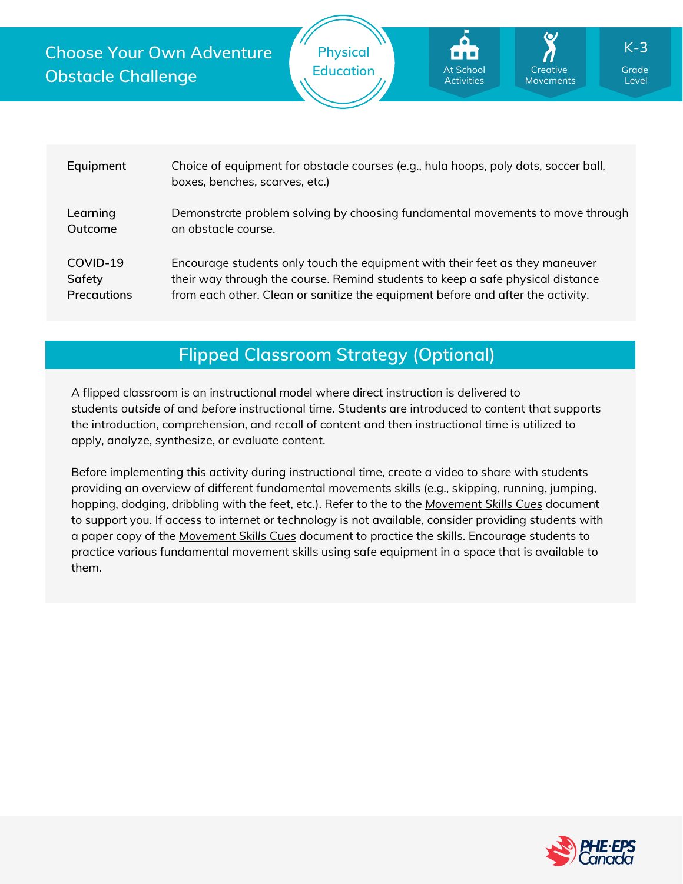# Choose Your Own Adventure Obstacle Challenge

Physical Education

At School Activities | Creative Movements | K-3 Grade Level

| | |
|---|---|
| **Equipment** | Choice of equipment for obstacle courses (e.g., hula hoops, poly dots, soccer ball, boxes, benches, scarves, etc.) |
| **Learning Outcome** | Demonstrate problem solving by choosing fundamental movements to move through an obstacle course. |
| **COVID-19 Safety Precautions** | Encourage students only touch the equipment with their feet as they maneuver their way through the course. Remind students to keep a safe physical distance from each other. Clean or sanitize the equipment before and after the activity. |

## Flipped Classroom Strategy (Optional)

A flipped classroom is an instructional model where direct instruction is delivered to students *outside of* and *before* instructional time. Students are introduced to content that supports the introduction, comprehension, and recall of content and then instructional time is utilized to apply, analyze, synthesize, or evaluate content.

Before implementing this activity during instructional time, create a video to share with students providing an overview of different fundamental movements skills (e.g., skipping, running, jumping, hopping, dodging, dribbling with the feet, etc.). Refer to the to the *Movement Skills Cues* document to support you. If access to internet or technology is not available, consider providing students with a paper copy of the *Movement Skills Cues* document to practice the skills. Encourage students to practice various fundamental movement skills using safe equipment in a space that is available to them.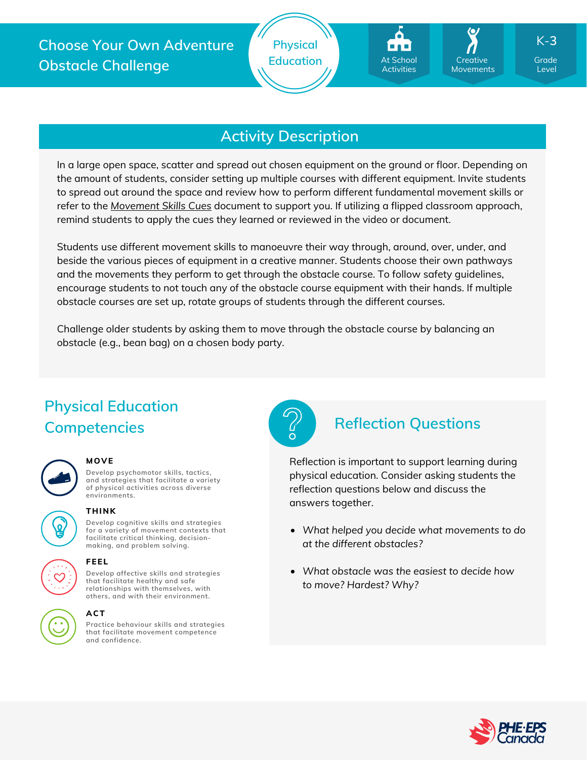# Choose Your Own Adventure Obstacle Challenge

Physical Education

At School Activities | Creative Movements | K-3 Grade Level

## Activity Description

In a large open space, scatter and spread out chosen equipment on the ground or floor. Depending on the amount of students, consider setting up multiple courses with different equipment. Invite students to spread out around the space and review how to perform different fundamental movement skills or refer to the *Movement Skills Cues* document to support you. If utilizing a flipped classroom approach, remind students to apply the cues they learned or reviewed in the video or document.

Students use different movement skills to manoeuvre their way through, around, over, under, and beside the various pieces of equipment in a creative manner. Students choose their own pathways and the movements they perform to get through the obstacle course. To follow safety guidelines, encourage students to not touch any of the obstacle course equipment with their hands. If multiple obstacle courses are set up, rotate groups of students through the different courses.

Challenge older students by asking them to move through the obstacle course by balancing an obstacle (e.g., bean bag) on a chosen body party.

## Physical Education Competencies

**MOVE**
Develop psychomotor skills, tactics, and strategies that facilitate a variety of physical activities across diverse environments.

**THINK**
Develop cognitive skills and strategies for a variety of movement contexts that facilitate critical thinking, decision-making, and problem solving.

**FEEL**
Develop affective skills and strategies that facilitate healthy and safe relationships with themselves, with others, and with their environment.

**ACT**
Practice behaviour skills and strategies that facilitate movement competence and confidence.

## Reflection Questions

Reflection is important to support learning during physical education. Consider asking students the reflection questions below and discuss the answers together.

- *What helped you decide what movements to do at the different obstacles?*
- *What obstacle was the easiest to decide how to move? Hardest? Why?*

PHE·EPS Canada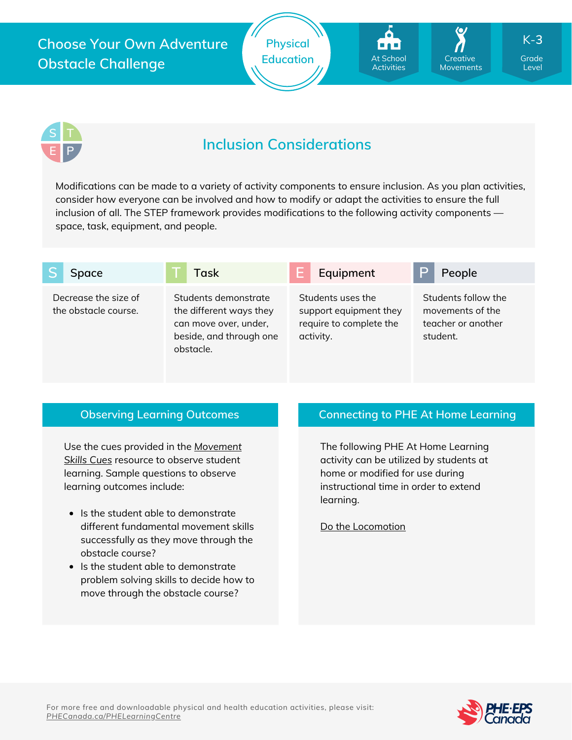# Choose Your Own Adventure Obstacle Challenge

Physical Education

At School Activities | Creative Movements | K-3 Grade Level

## Inclusion Considerations

Modifications can be made to a variety of activity components to ensure inclusion. As you plan activities, consider how everyone can be involved and how to modify or adapt the activities to ensure the full inclusion of all. The STEP framework provides modifications to the following activity components — space, task, equipment, and people.

| S Space | T Task | E Equipment | P People |
|---|---|---|---|
| Decrease the size of the obstacle course. | Students demonstrate the different ways they can move over, under, beside, and through one obstacle. | Students uses the support equipment they require to complete the activity. | Students follow the movements of the teacher or another student. |

## Observing Learning Outcomes

Use the cues provided in the *Movement Skills Cues* resource to observe student learning. Sample questions to observe learning outcomes include:

- Is the student able to demonstrate different fundamental movement skills successfully as they move through the obstacle course?
- Is the student able to demonstrate problem solving skills to decide how to move through the obstacle course?

## Connecting to PHE At Home Learning

The following PHE At Home Learning activity can be utilized by students at home or modified for use during instructional time in order to extend learning.

Do the Locomotion

For more free and downloadable physical and health education activities, please visit: PHECanada.ca/PHELearningCentre

PHE·EPS Canada